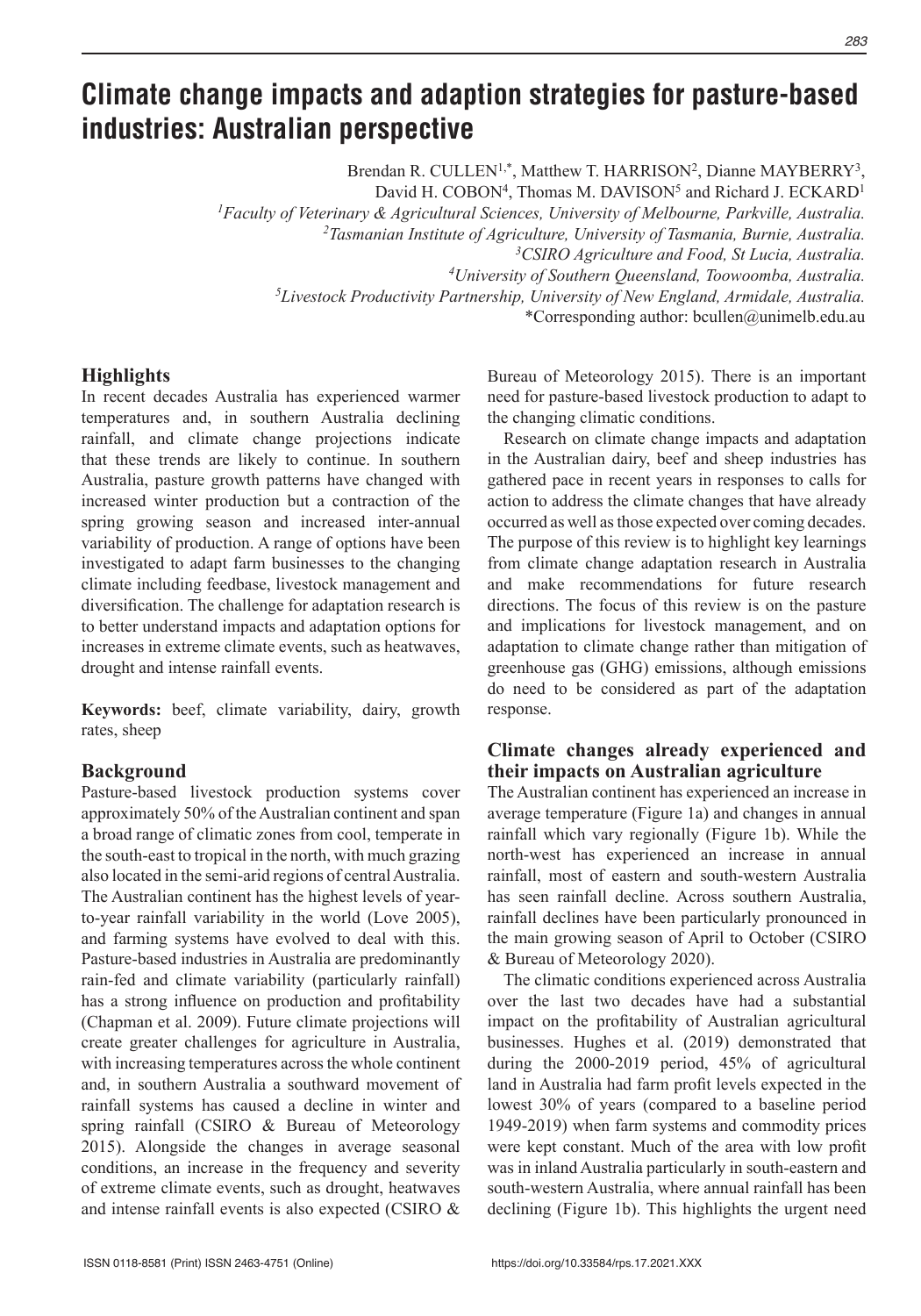# Climate change impacts and adaption strategies for pasture-based industries: Australian perspective

Brendan R. CULLEN[1,*], Matthew T. HARRISON[2], Dianne MAYBERRY[3], David H. COBON[4], Thomas M. DAVISON[5] and Richard J. ECKARD[1]

[1]*Faculty of Veterinary & Agricultural Sciences, University of Melbourne, Parkville, Australia.*
[2]*Tasmanian Institute of Agriculture, University of Tasmania, Burnie, Australia.*
[3]*CSIRO Agriculture and Food, St Lucia, Australia.*
[4]*University of Southern Queensland, Toowoomba, Australia.*
[5]*Livestock Productivity Partnership, University of New England, Armidale, Australia.*
*Corresponding author: bcullen@unimelb.edu.au

## Highlights

In recent decades Australia has experienced warmer temperatures and, in southern Australia declining rainfall, and climate change projections indicate that these trends are likely to continue. In southern Australia, pasture growth patterns have changed with increased winter production but a contraction of the spring growing season and increased inter-annual variability of production. A range of options have been investigated to adapt farm businesses to the changing climate including feedbase, livestock management and diversification. The challenge for adaptation research is to better understand impacts and adaptation options for increases in extreme climate events, such as heatwaves, drought and intense rainfall events.

**Keywords:** beef, climate variability, dairy, growth rates, sheep

## Background

Pasture-based livestock production systems cover approximately 50% of the Australian continent and span a broad range of climatic zones from cool, temperate in the south-east to tropical in the north, with much grazing also located in the semi-arid regions of central Australia. The Australian continent has the highest levels of year-to-year rainfall variability in the world (Love 2005), and farming systems have evolved to deal with this. Pasture-based industries in Australia are predominantly rain-fed and climate variability (particularly rainfall) has a strong influence on production and profitability (Chapman et al. 2009). Future climate projections will create greater challenges for agriculture in Australia, with increasing temperatures across the whole continent and, in southern Australia a southward movement of rainfall systems has caused a decline in winter and spring rainfall (CSIRO & Bureau of Meteorology 2015). Alongside the changes in average seasonal conditions, an increase in the frequency and severity of extreme climate events, such as drought, heatwaves and intense rainfall events is also expected (CSIRO & Bureau of Meteorology 2015). There is an important need for pasture-based livestock production to adapt to the changing climatic conditions.

Research on climate change impacts and adaptation in the Australian dairy, beef and sheep industries has gathered pace in recent years in responses to calls for action to address the climate changes that have already occurred as well as those expected over coming decades. The purpose of this review is to highlight key learnings from climate change adaptation research in Australia and make recommendations for future research directions. The focus of this review is on the pasture and implications for livestock management, and on adaptation to climate change rather than mitigation of greenhouse gas (GHG) emissions, although emissions do need to be considered as part of the adaptation response.

## Climate changes already experienced and their impacts on Australian agriculture

The Australian continent has experienced an increase in average temperature (Figure 1a) and changes in annual rainfall which vary regionally (Figure 1b). While the north-west has experienced an increase in annual rainfall, most of eastern and south-western Australia has seen rainfall decline. Across southern Australia, rainfall declines have been particularly pronounced in the main growing season of April to October (CSIRO & Bureau of Meteorology 2020).

The climatic conditions experienced across Australia over the last two decades have had a substantial impact on the profitability of Australian agricultural businesses. Hughes et al. (2019) demonstrated that during the 2000-2019 period, 45% of agricultural land in Australia had farm profit levels expected in the lowest 30% of years (compared to a baseline period 1949-2019) when farm systems and commodity prices were kept constant. Much of the area with low profit was in inland Australia particularly in south-eastern and south-western Australia, where annual rainfall has been declining (Figure 1b). This highlights the urgent need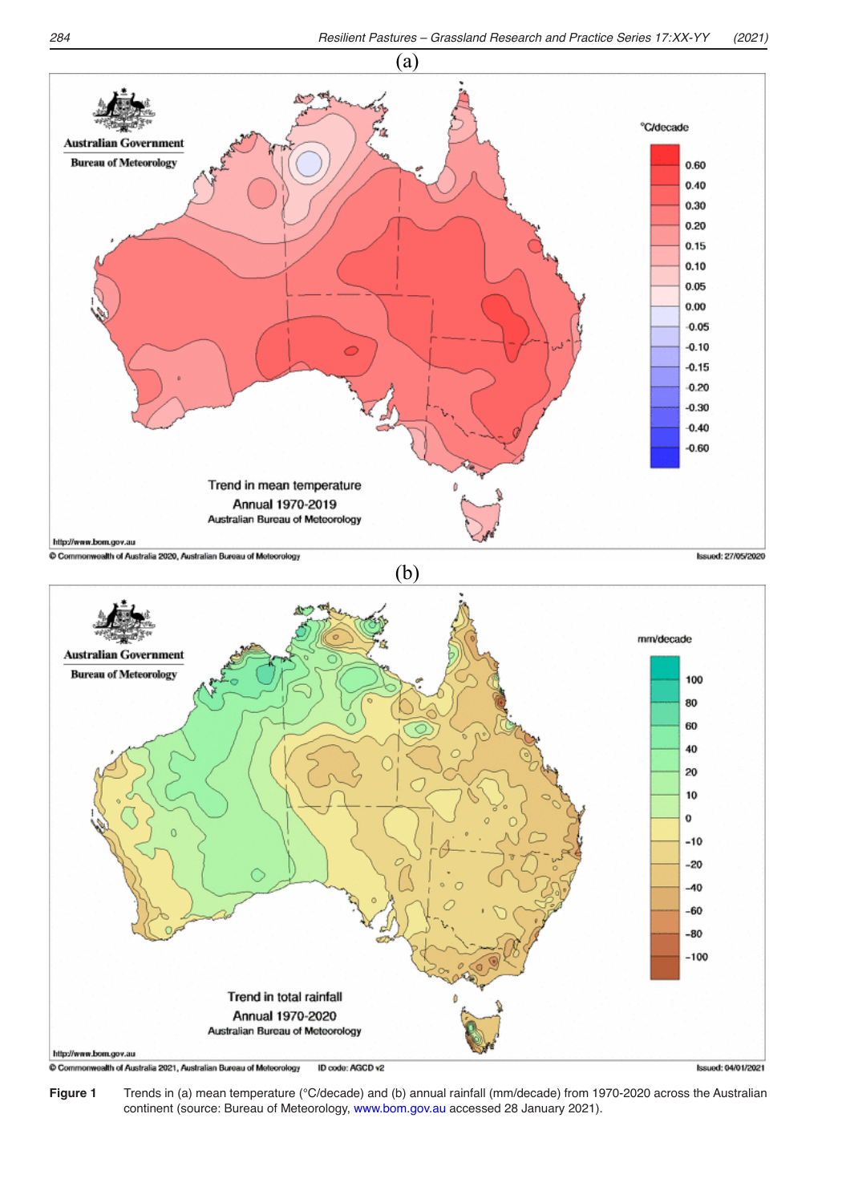(a)

(b)

**Figure 1** Trends in (a) mean temperature (°C/decade) and (b) annual rainfall (mm/decade) from 1970-2020 across the Australian continent (source: Bureau of Meteorology, www.bom.gov.au accessed 28 January 2021).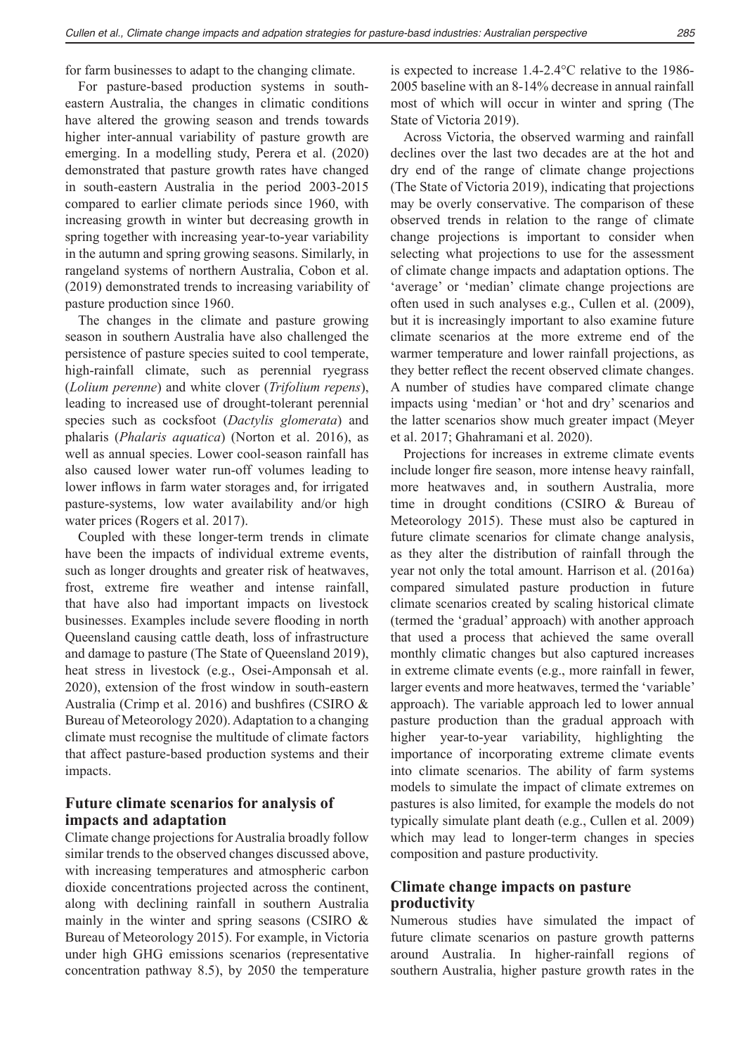for farm businesses to adapt to the changing climate.

For pasture-based production systems in south-eastern Australia, the changes in climatic conditions have altered the growing season and trends towards higher inter-annual variability of pasture growth are emerging. In a modelling study, Perera et al. (2020) demonstrated that pasture growth rates have changed in south-eastern Australia in the period 2003-2015 compared to earlier climate periods since 1960, with increasing growth in winter but decreasing growth in spring together with increasing year-to-year variability in the autumn and spring growing seasons. Similarly, in rangeland systems of northern Australia, Cobon et al. (2019) demonstrated trends to increasing variability of pasture production since 1960.

The changes in the climate and pasture growing season in southern Australia have also challenged the persistence of pasture species suited to cool temperate, high-rainfall climate, such as perennial ryegrass (*Lolium perenne*) and white clover (*Trifolium repens*), leading to increased use of drought-tolerant perennial species such as cocksfoot (*Dactylis glomerata*) and phalaris (*Phalaris aquatica*) (Norton et al. 2016), as well as annual species. Lower cool-season rainfall has also caused lower water run-off volumes leading to lower inflows in farm water storages and, for irrigated pasture-systems, low water availability and/or high water prices (Rogers et al. 2017).

Coupled with these longer-term trends in climate have been the impacts of individual extreme events, such as longer droughts and greater risk of heatwaves, frost, extreme fire weather and intense rainfall, that have also had important impacts on livestock businesses. Examples include severe flooding in north Queensland causing cattle death, loss of infrastructure and damage to pasture (The State of Queensland 2019), heat stress in livestock (e.g., Osei-Amponsah et al. 2020), extension of the frost window in south-eastern Australia (Crimp et al. 2016) and bushfires (CSIRO & Bureau of Meteorology 2020). Adaptation to a changing climate must recognise the multitude of climate factors that affect pasture-based production systems and their impacts.

## Future climate scenarios for analysis of impacts and adaptation

Climate change projections for Australia broadly follow similar trends to the observed changes discussed above, with increasing temperatures and atmospheric carbon dioxide concentrations projected across the continent, along with declining rainfall in southern Australia mainly in the winter and spring seasons (CSIRO & Bureau of Meteorology 2015). For example, in Victoria under high GHG emissions scenarios (representative concentration pathway 8.5), by 2050 the temperature is expected to increase 1.4-2.4°C relative to the 1986-2005 baseline with an 8-14% decrease in annual rainfall most of which will occur in winter and spring (The State of Victoria 2019).

Across Victoria, the observed warming and rainfall declines over the last two decades are at the hot and dry end of the range of climate change projections (The State of Victoria 2019), indicating that projections may be overly conservative. The comparison of these observed trends in relation to the range of climate change projections is important to consider when selecting what projections to use for the assessment of climate change impacts and adaptation options. The 'average' or 'median' climate change projections are often used in such analyses e.g., Cullen et al. (2009), but it is increasingly important to also examine future climate scenarios at the more extreme end of the warmer temperature and lower rainfall projections, as they better reflect the recent observed climate changes. A number of studies have compared climate change impacts using 'median' or 'hot and dry' scenarios and the latter scenarios show much greater impact (Meyer et al. 2017; Ghahramani et al. 2020).

Projections for increases in extreme climate events include longer fire season, more intense heavy rainfall, more heatwaves and, in southern Australia, more time in drought conditions (CSIRO & Bureau of Meteorology 2015). These must also be captured in future climate scenarios for climate change analysis, as they alter the distribution of rainfall through the year not only the total amount. Harrison et al. (2016a) compared simulated pasture production in future climate scenarios created by scaling historical climate (termed the 'gradual' approach) with another approach that used a process that achieved the same overall monthly climatic changes but also captured increases in extreme climate events (e.g., more rainfall in fewer, larger events and more heatwaves, termed the 'variable' approach). The variable approach led to lower annual pasture production than the gradual approach with higher year-to-year variability, highlighting the importance of incorporating extreme climate events into climate scenarios. The ability of farm systems models to simulate the impact of climate extremes on pastures is also limited, for example the models do not typically simulate plant death (e.g., Cullen et al. 2009) which may lead to longer-term changes in species composition and pasture productivity.

## Climate change impacts on pasture productivity

Numerous studies have simulated the impact of future climate scenarios on pasture growth patterns around Australia. In higher-rainfall regions of southern Australia, higher pasture growth rates in the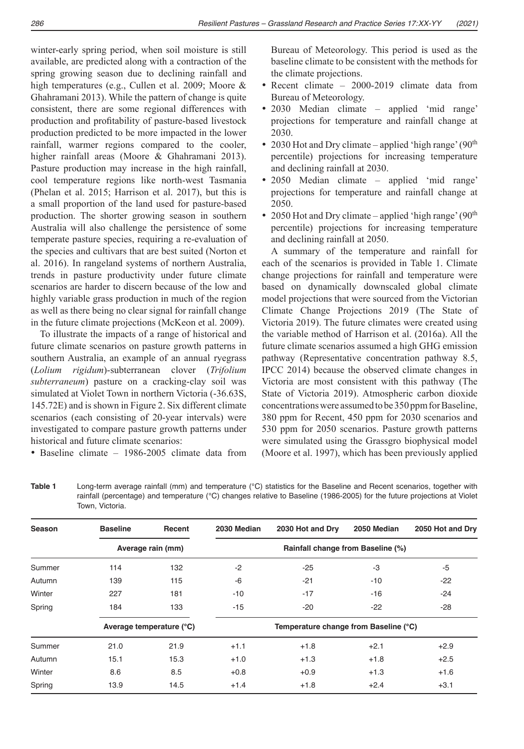winter-early spring period, when soil moisture is still available, are predicted along with a contraction of the spring growing season due to declining rainfall and high temperatures (e.g., Cullen et al. 2009; Moore & Ghahramani 2013). While the pattern of change is quite consistent, there are some regional differences with production and profitability of pasture-based livestock production predicted to be more impacted in the lower rainfall, warmer regions compared to the cooler, higher rainfall areas (Moore & Ghahramani 2013). Pasture production may increase in the high rainfall, cool temperature regions like north-west Tasmania (Phelan et al. 2015; Harrison et al. 2017), but this is a small proportion of the land used for pasture-based production. The shorter growing season in southern Australia will also challenge the persistence of some temperate pasture species, requiring a re-evaluation of the species and cultivars that are best suited (Norton et al. 2016). In rangeland systems of northern Australia, trends in pasture productivity under future climate scenarios are harder to discern because of the low and highly variable grass production in much of the region as well as there being no clear signal for rainfall change in the future climate projections (McKeon et al. 2009).

To illustrate the impacts of a range of historical and future climate scenarios on pasture growth patterns in southern Australia, an example of an annual ryegrass (*Lolium rigidum*)-subterranean clover (*Trifolium subterraneum*) pasture on a cracking-clay soil was simulated at Violet Town in northern Victoria (-36.63S, 145.72E) and is shown in Figure 2. Six different climate scenarios (each consisting of 20-year intervals) were investigated to compare pasture growth patterns under historical and future climate scenarios:

- Baseline climate – 1986-2005 climate data from Bureau of Meteorology. This period is used as the baseline climate to be consistent with the methods for the climate projections.
- Recent climate – 2000-2019 climate data from Bureau of Meteorology.
- 2030 Median climate – applied 'mid range' projections for temperature and rainfall change at 2030.
- 2030 Hot and Dry climate – applied 'high range' (90th percentile) projections for increasing temperature and declining rainfall at 2030.
- 2050 Median climate – applied 'mid range' projections for temperature and rainfall change at 2050.
- 2050 Hot and Dry climate – applied 'high range' (90th percentile) projections for increasing temperature and declining rainfall at 2050.

A summary of the temperature and rainfall for each of the scenarios is provided in Table 1. Climate change projections for rainfall and temperature were based on dynamically downscaled global climate model projections that were sourced from the Victorian Climate Change Projections 2019 (The State of Victoria 2019). The future climates were created using the variable method of Harrison et al. (2016a). All the future climate scenarios assumed a high GHG emission pathway (Representative concentration pathway 8.5, IPCC 2014) because the observed climate changes in Victoria are most consistent with this pathway (The State of Victoria 2019). Atmospheric carbon dioxide concentrations were assumed to be 350 ppm for Baseline, 380 ppm for Recent, 450 ppm for 2030 scenarios and 530 ppm for 2050 scenarios. Pasture growth patterns were simulated using the Grassgro biophysical model (Moore et al. 1997), which has been previously applied

**Table 1** Long-term average rainfall (mm) and temperature (°C) statistics for the Baseline and Recent scenarios, together with rainfall (percentage) and temperature (°C) changes relative to Baseline (1986-2005) for the future projections at Violet Town, Victoria.

| Season | Baseline | Recent | 2030 Median | 2030 Hot and Dry | 2050 Median | 2050 Hot and Dry |
|---|---|---|---|---|---|---|
| | Average rain (mm) | | Rainfall change from Baseline (%) | | | |
| Summer | 114 | 132 | -2 | -25 | -3 | -5 |
| Autumn | 139 | 115 | -6 | -21 | -10 | -22 |
| Winter | 227 | 181 | -10 | -17 | -16 | -24 |
| Spring | 184 | 133 | -15 | -20 | -22 | -28 |
| | Average temperature (°C) | | Temperature change from Baseline (°C) | | | |
| Summer | 21.0 | 21.9 | +1.1 | +1.8 | +2.1 | +2.9 |
| Autumn | 15.1 | 15.3 | +1.0 | +1.3 | +1.8 | +2.5 |
| Winter | 8.6 | 8.5 | +0.8 | +0.9 | +1.3 | +1.6 |
| Spring | 13.9 | 14.5 | +1.4 | +1.8 | +2.4 | +3.1 |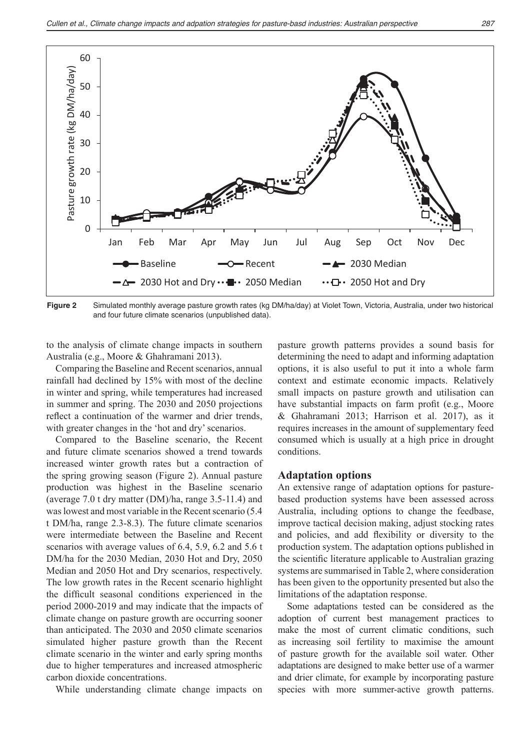Figure 2 Simulated monthly average pasture growth rates (kg DM/ha/day) at Violet Town, Victoria, Australia, under two historical and four future climate scenarios (unpublished data).

to the analysis of climate change impacts in southern Australia (e.g., Moore & Ghahramani 2013).

Comparing the Baseline and Recent scenarios, annual rainfall had declined by 15% with most of the decline in winter and spring, while temperatures had increased in summer and spring. The 2030 and 2050 projections reflect a continuation of the warmer and drier trends, with greater changes in the 'hot and dry' scenarios.

Compared to the Baseline scenario, the Recent and future climate scenarios showed a trend towards increased winter growth rates but a contraction of the spring growing season (Figure 2). Annual pasture production was highest in the Baseline scenario (average 7.0 t dry matter (DM)/ha, range 3.5-11.4) and was lowest and most variable in the Recent scenario (5.4 t DM/ha, range 2.3-8.3). The future climate scenarios were intermediate between the Baseline and Recent scenarios with average values of 6.4, 5.9, 6.2 and 5.6 t DM/ha for the 2030 Median, 2030 Hot and Dry, 2050 Median and 2050 Hot and Dry scenarios, respectively. The low growth rates in the Recent scenario highlight the difficult seasonal conditions experienced in the period 2000-2019 and may indicate that the impacts of climate change on pasture growth are occurring sooner than anticipated. The 2030 and 2050 climate scenarios simulated higher pasture growth than the Recent climate scenario in the winter and early spring months due to higher temperatures and increased atmospheric carbon dioxide concentrations.

While understanding climate change impacts on pasture growth patterns provides a sound basis for determining the need to adapt and informing adaptation options, it is also useful to put it into a whole farm context and estimate economic impacts. Relatively small impacts on pasture growth and utilisation can have substantial impacts on farm profit (e.g., Moore & Ghahramani 2013; Harrison et al. 2017), as it requires increases in the amount of supplementary feed consumed which is usually at a high price in drought conditions.

## Adaptation options

An extensive range of adaptation options for pasture-based production systems have been assessed across Australia, including options to change the feedbase, improve tactical decision making, adjust stocking rates and policies, and add flexibility or diversity to the production system. The adaptation options published in the scientific literature applicable to Australian grazing systems are summarised in Table 2, where consideration has been given to the opportunity presented but also the limitations of the adaptation response.

Some adaptations tested can be considered as the adoption of current best management practices to make the most of current climatic conditions, such as increasing soil fertility to maximise the amount of pasture growth for the available soil water. Other adaptations are designed to make better use of a warmer and drier climate, for example by incorporating pasture species with more summer-active growth patterns.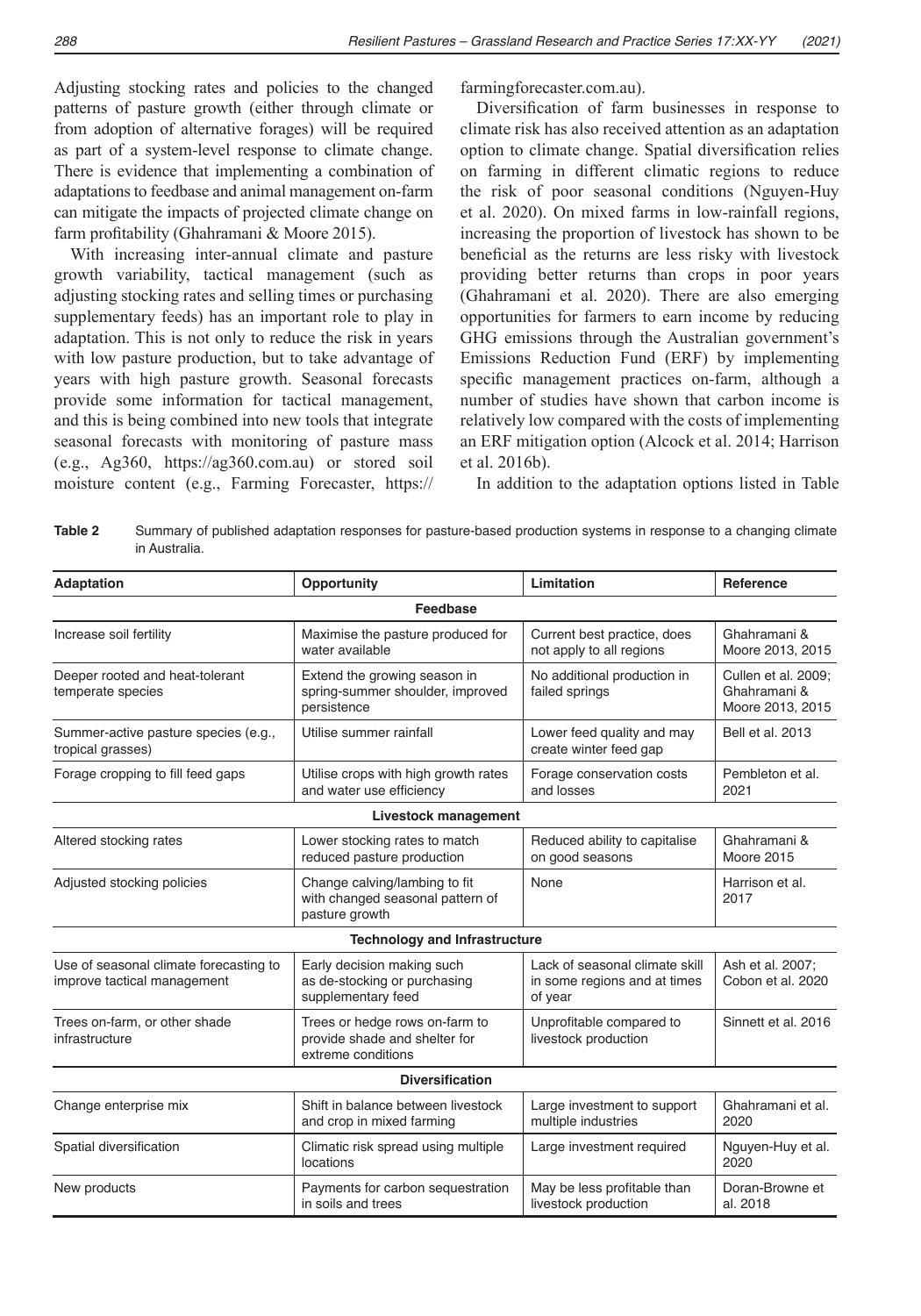Adjusting stocking rates and policies to the changed patterns of pasture growth (either through climate or from adoption of alternative forages) will be required as part of a system-level response to climate change. There is evidence that implementing a combination of adaptations to feedbase and animal management on-farm can mitigate the impacts of projected climate change on farm profitability (Ghahramani & Moore 2015).

With increasing inter-annual climate and pasture growth variability, tactical management (such as adjusting stocking rates and selling times or purchasing supplementary feeds) has an important role to play in adaptation. This is not only to reduce the risk in years with low pasture production, but to take advantage of years with high pasture growth. Seasonal forecasts provide some information for tactical management, and this is being combined into new tools that integrate seasonal forecasts with monitoring of pasture mass (e.g., Ag360, https://ag360.com.au) or stored soil moisture content (e.g., Farming Forecaster, https://farmingforecaster.com.au).

Diversification of farm businesses in response to climate risk has also received attention as an adaptation option to climate change. Spatial diversification relies on farming in different climatic regions to reduce the risk of poor seasonal conditions (Nguyen-Huy et al. 2020). On mixed farms in low-rainfall regions, increasing the proportion of livestock has shown to be beneficial as the returns are less risky with livestock providing better returns than crops in poor years (Ghahramani et al. 2020). There are also emerging opportunities for farmers to earn income by reducing GHG emissions through the Australian government's Emissions Reduction Fund (ERF) by implementing specific management practices on-farm, although a number of studies have shown that carbon income is relatively low compared with the costs of implementing an ERF mitigation option (Alcock et al. 2014; Harrison et al. 2016b).

In addition to the adaptation options listed in Table

**Table 2** Summary of published adaptation responses for pasture-based production systems in response to a changing climate in Australia.

| Adaptation | Opportunity | Limitation | Reference |
|---|---|---|---|
| **Feedbase** | | | |
| Increase soil fertility | Maximise the pasture produced for water available | Current best practice, does not apply to all regions | Ghahramani & Moore 2013, 2015 |
| Deeper rooted and heat-tolerant temperate species | Extend the growing season in spring-summer shoulder, improved persistence | No additional production in failed springs | Cullen et al. 2009; Ghahramani & Moore 2013, 2015 |
| Summer-active pasture species (e.g., tropical grasses) | Utilise summer rainfall | Lower feed quality and may create winter feed gap | Bell et al. 2013 |
| Forage cropping to fill feed gaps | Utilise crops with high growth rates and water use efficiency | Forage conservation costs and losses | Pembleton et al. 2021 |
| **Livestock management** | | | |
| Altered stocking rates | Lower stocking rates to match reduced pasture production | Reduced ability to capitalise on good seasons | Ghahramani & Moore 2015 |
| Adjusted stocking policies | Change calving/lambing to fit with changed seasonal pattern of pasture growth | None | Harrison et al. 2017 |
| **Technology and Infrastructure** | | | |
| Use of seasonal climate forecasting to improve tactical management | Early decision making such as de-stocking or purchasing supplementary feed | Lack of seasonal climate skill in some regions and at times of year | Ash et al. 2007; Cobon et al. 2020 |
| Trees on-farm, or other shade infrastructure | Trees or hedge rows on-farm to provide shade and shelter for extreme conditions | Unprofitable compared to livestock production | Sinnett et al. 2016 |
| **Diversification** | | | |
| Change enterprise mix | Shift in balance between livestock and crop in mixed farming | Large investment to support multiple industries | Ghahramani et al. 2020 |
| Spatial diversification | Climatic risk spread using multiple locations | Large investment required | Nguyen-Huy et al. 2020 |
| New products | Payments for carbon sequestration in soils and trees | May be less profitable than livestock production | Doran-Browne et al. 2018 |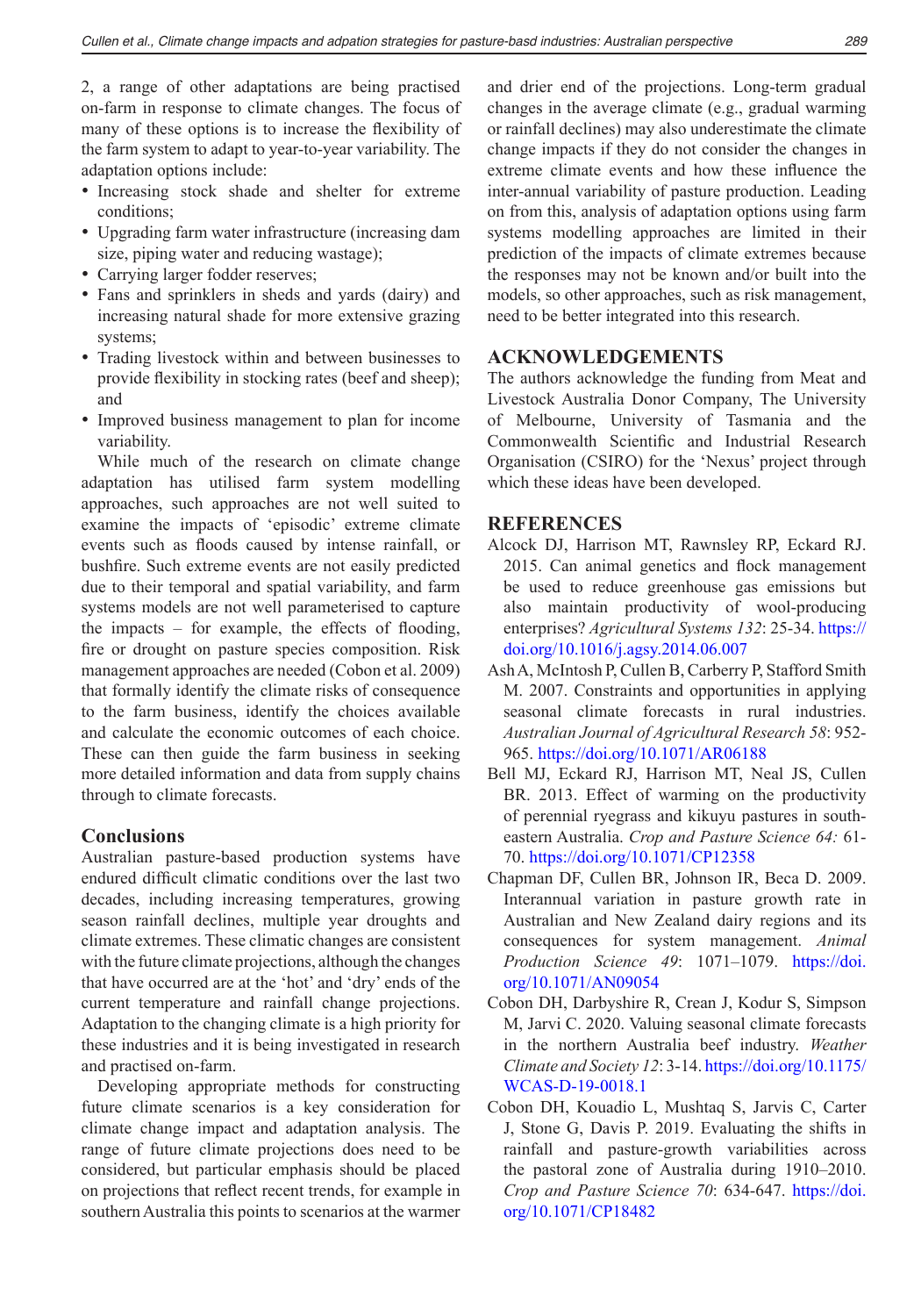2, a range of other adaptations are being practised on-farm in response to climate changes. The focus of many of these options is to increase the flexibility of the farm system to adapt to year-to-year variability. The adaptation options include:

- Increasing stock shade and shelter for extreme conditions;
- Upgrading farm water infrastructure (increasing dam size, piping water and reducing wastage);
- Carrying larger fodder reserves;
- Fans and sprinklers in sheds and yards (dairy) and increasing natural shade for more extensive grazing systems;
- Trading livestock within and between businesses to provide flexibility in stocking rates (beef and sheep); and
- Improved business management to plan for income variability.

While much of the research on climate change adaptation has utilised farm system modelling approaches, such approaches are not well suited to examine the impacts of 'episodic' extreme climate events such as floods caused by intense rainfall, or bushfire. Such extreme events are not easily predicted due to their temporal and spatial variability, and farm systems models are not well parameterised to capture the impacts – for example, the effects of flooding, fire or drought on pasture species composition. Risk management approaches are needed (Cobon et al. 2009) that formally identify the climate risks of consequence to the farm business, identify the choices available and calculate the economic outcomes of each choice. These can then guide the farm business in seeking more detailed information and data from supply chains through to climate forecasts.

## Conclusions

Australian pasture-based production systems have endured difficult climatic conditions over the last two decades, including increasing temperatures, growing season rainfall declines, multiple year droughts and climate extremes. These climatic changes are consistent with the future climate projections, although the changes that have occurred are at the 'hot' and 'dry' ends of the current temperature and rainfall change projections. Adaptation to the changing climate is a high priority for these industries and it is being investigated in research and practised on-farm.

Developing appropriate methods for constructing future climate scenarios is a key consideration for climate change impact and adaptation analysis. The range of future climate projections does need to be considered, but particular emphasis should be placed on projections that reflect recent trends, for example in southern Australia this points to scenarios at the warmer and drier end of the projections. Long-term gradual changes in the average climate (e.g., gradual warming or rainfall declines) may also underestimate the climate change impacts if they do not consider the changes in extreme climate events and how these influence the inter-annual variability of pasture production. Leading on from this, analysis of adaptation options using farm systems modelling approaches are limited in their prediction of the impacts of climate extremes because the responses may not be known and/or built into the models, so other approaches, such as risk management, need to be better integrated into this research.

## ACKNOWLEDGEMENTS

The authors acknowledge the funding from Meat and Livestock Australia Donor Company, The University of Melbourne, University of Tasmania and the Commonwealth Scientific and Industrial Research Organisation (CSIRO) for the 'Nexus' project through which these ideas have been developed.

## REFERENCES

Alcock DJ, Harrison MT, Rawnsley RP, Eckard RJ. 2015. Can animal genetics and flock management be used to reduce greenhouse gas emissions but also maintain productivity of wool-producing enterprises? *Agricultural Systems 132*: 25-34. https://doi.org/10.1016/j.agsy.2014.06.007

Ash A, McIntosh P, Cullen B, Carberry P, Stafford Smith M. 2007. Constraints and opportunities in applying seasonal climate forecasts in rural industries. *Australian Journal of Agricultural Research 58*: 952-965. https://doi.org/10.1071/AR06188

Bell MJ, Eckard RJ, Harrison MT, Neal JS, Cullen BR. 2013. Effect of warming on the productivity of perennial ryegrass and kikuyu pastures in south-eastern Australia. *Crop and Pasture Science 64:* 61-70. https://doi.org/10.1071/CP12358

Chapman DF, Cullen BR, Johnson IR, Beca D. 2009. Interannual variation in pasture growth rate in Australian and New Zealand dairy regions and its consequences for system management. *Animal Production Science 49*: 1071–1079. https://doi.org/10.1071/AN09054

Cobon DH, Darbyshire R, Crean J, Kodur S, Simpson M, Jarvi C. 2020. Valuing seasonal climate forecasts in the northern Australia beef industry. *Weather Climate and Society 12*: 3-14. https://doi.org/10.1175/WCAS-D-19-0018.1

Cobon DH, Kouadio L, Mushtaq S, Jarvis C, Carter J, Stone G, Davis P. 2019. Evaluating the shifts in rainfall and pasture-growth variabilities across the pastoral zone of Australia during 1910–2010. *Crop and Pasture Science 70*: 634-647. https://doi.org/10.1071/CP18482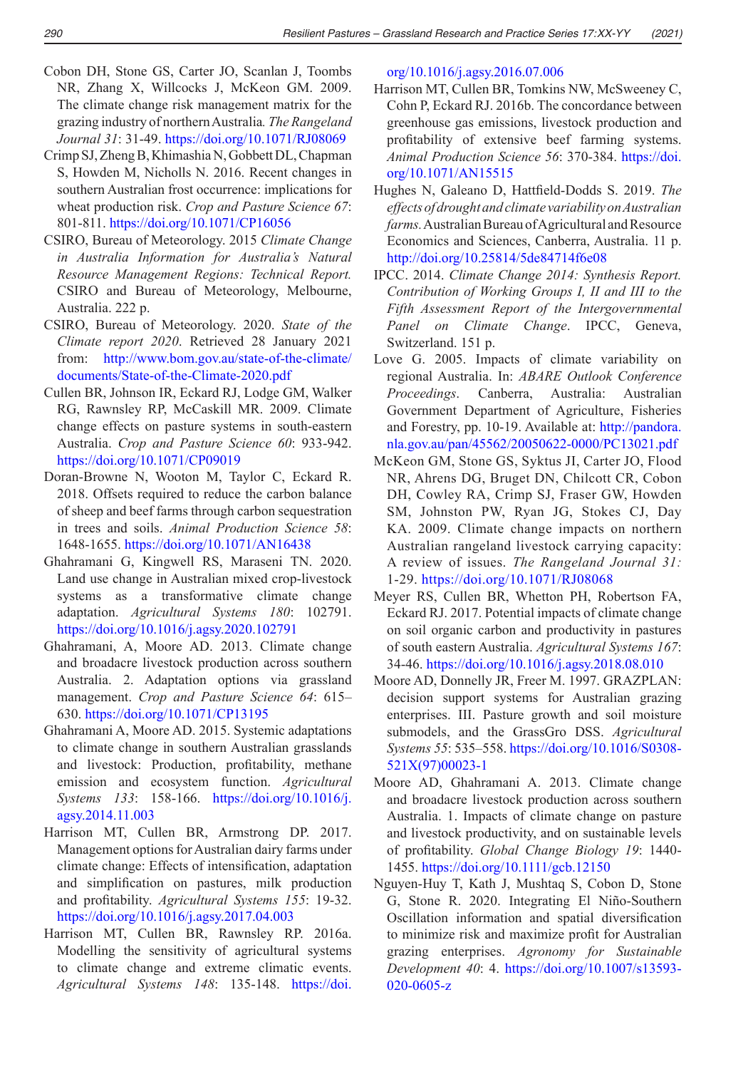Cobon DH, Stone GS, Carter JO, Scanlan J, Toombs NR, Zhang X, Willcocks J, McKeon GM. 2009. The climate change risk management matrix for the grazing industry of northern Australia. *The Rangeland Journal 31*: 31-49. https://doi.org/10.1071/RJ08069

Crimp SJ, Zheng B, Khimashia N, Gobbett DL, Chapman S, Howden M, Nicholls N. 2016. Recent changes in southern Australian frost occurrence: implications for wheat production risk. *Crop and Pasture Science 67*: 801-811. https://doi.org/10.1071/CP16056

CSIRO, Bureau of Meteorology. 2015 *Climate Change in Australia Information for Australia's Natural Resource Management Regions: Technical Report.* CSIRO and Bureau of Meteorology, Melbourne, Australia. 222 p.

CSIRO, Bureau of Meteorology. 2020. *State of the Climate report 2020*. Retrieved 28 January 2021 from: http://www.bom.gov.au/state-of-the-climate/documents/State-of-the-Climate-2020.pdf

Cullen BR, Johnson IR, Eckard RJ, Lodge GM, Walker RG, Rawnsley RP, McCaskill MR. 2009. Climate change effects on pasture systems in south-eastern Australia. *Crop and Pasture Science 60*: 933-942. https://doi.org/10.1071/CP09019

Doran-Browne N, Wooton M, Taylor C, Eckard R. 2018. Offsets required to reduce the carbon balance of sheep and beef farms through carbon sequestration in trees and soils. *Animal Production Science 58*: 1648-1655. https://doi.org/10.1071/AN16438

Ghahramani G, Kingwell RS, Maraseni TN. 2020. Land use change in Australian mixed crop-livestock systems as a transformative climate change adaptation. *Agricultural Systems 180*: 102791. https://doi.org/10.1016/j.agsy.2020.102791

Ghahramani, A, Moore AD. 2013. Climate change and broadacre livestock production across southern Australia. 2. Adaptation options via grassland management. *Crop and Pasture Science 64*: 615–630. https://doi.org/10.1071/CP13195

Ghahramani A, Moore AD. 2015. Systemic adaptations to climate change in southern Australian grasslands and livestock: Production, profitability, methane emission and ecosystem function. *Agricultural Systems 133*: 158-166. https://doi.org/10.1016/j.agsy.2014.11.003

Harrison MT, Cullen BR, Armstrong DP. 2017. Management options for Australian dairy farms under climate change: Effects of intensification, adaptation and simplification on pastures, milk production and profitability. *Agricultural Systems 155*: 19-32. https://doi.org/10.1016/j.agsy.2017.04.003

Harrison MT, Cullen BR, Rawnsley RP. 2016a. Modelling the sensitivity of agricultural systems to climate change and extreme climatic events. *Agricultural Systems 148*: 135-148. https://doi.org/10.1016/j.agsy.2016.07.006

Harrison MT, Cullen BR, Tomkins NW, McSweeney C, Cohn P, Eckard RJ. 2016b. The concordance between greenhouse gas emissions, livestock production and profitability of extensive beef farming systems. *Animal Production Science 56*: 370-384. https://doi.org/10.1071/AN15515

Hughes N, Galeano D, Hattfield-Dodds S. 2019. *The effects of drought and climate variability on Australian farms.* Australian Bureau of Agricultural and Resource Economics and Sciences, Canberra, Australia. 11 p. http://doi.org/10.25814/5de84714f6e08

IPCC. 2014. *Climate Change 2014: Synthesis Report. Contribution of Working Groups I, II and III to the Fifth Assessment Report of the Intergovernmental Panel on Climate Change*. IPCC, Geneva, Switzerland. 151 p.

Love G. 2005. Impacts of climate variability on regional Australia. In: *ABARE Outlook Conference Proceedings*. Canberra, Australia: Australian Government Department of Agriculture, Fisheries and Forestry, pp. 10-19. Available at: http://pandora.nla.gov.au/pan/45562/20050622-0000/PC13021.pdf

McKeon GM, Stone GS, Syktus JI, Carter JO, Flood NR, Ahrens DG, Bruget DN, Chilcott CR, Cobon DH, Cowley RA, Crimp SJ, Fraser GW, Howden SM, Johnston PW, Ryan JG, Stokes CJ, Day KA. 2009. Climate change impacts on northern Australian rangeland livestock carrying capacity: A review of issues. *The Rangeland Journal 31:* 1-29. https://doi.org/10.1071/RJ08068

Meyer RS, Cullen BR, Whetton PH, Robertson FA, Eckard RJ. 2017. Potential impacts of climate change on soil organic carbon and productivity in pastures of south eastern Australia. *Agricultural Systems 167*: 34-46. https://doi.org/10.1016/j.agsy.2018.08.010

Moore AD, Donnelly JR, Freer M. 1997. GRAZPLAN: decision support systems for Australian grazing enterprises. III. Pasture growth and soil moisture submodels, and the GrassGro DSS. *Agricultural Systems 55*: 535–558. https://doi.org/10.1016/S0308-521X(97)00023-1

Moore AD, Ghahramani A. 2013. Climate change and broadacre livestock production across southern Australia. 1. Impacts of climate change on pasture and livestock productivity, and on sustainable levels of profitability. *Global Change Biology 19*: 1440-1455. https://doi.org/10.1111/gcb.12150

Nguyen-Huy T, Kath J, Mushtaq S, Cobon D, Stone G, Stone R. 2020. Integrating El Niño-Southern Oscillation information and spatial diversification to minimize risk and maximize profit for Australian grazing enterprises. *Agronomy for Sustainable Development 40*: 4. https://doi.org/10.1007/s13593-020-0605-z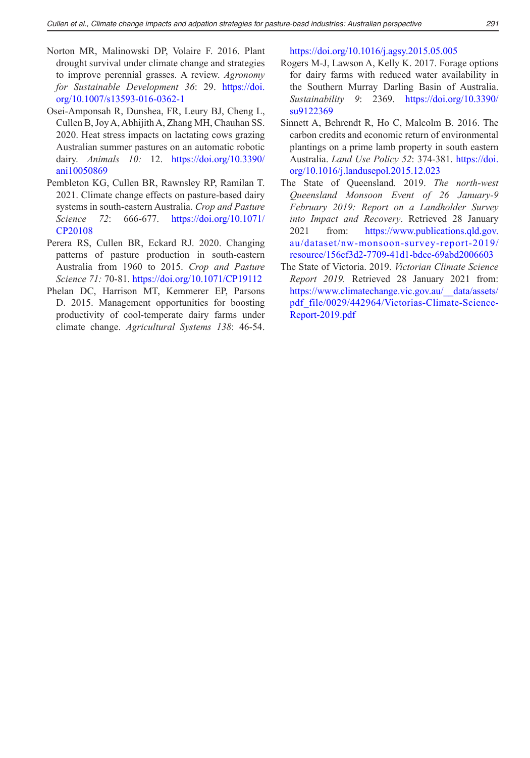Norton MR, Malinowski DP, Volaire F. 2016. Plant drought survival under climate change and strategies to improve perennial grasses. A review. *Agronomy for Sustainable Development 36*: 29. https://doi.org/10.1007/s13593-016-0362-1

Osei-Amponsah R, Dunshea, FR, Leury BJ, Cheng L, Cullen B, Joy A, Abhijith A, Zhang MH, Chauhan SS. 2020. Heat stress impacts on lactating cows grazing Australian summer pastures on an automatic robotic dairy. *Animals 10:* 12. https://doi.org/10.3390/ani10050869

Pembleton KG, Cullen BR, Rawnsley RP, Ramilan T. 2021. Climate change effects on pasture-based dairy systems in south-eastern Australia. *Crop and Pasture Science 72*: 666-677. https://doi.org/10.1071/CP20108

Perera RS, Cullen BR, Eckard RJ. 2020. Changing patterns of pasture production in south-eastern Australia from 1960 to 2015. *Crop and Pasture Science 71:* 70-81. https://doi.org/10.1071/CP19112

Phelan DC, Harrison MT, Kemmerer EP, Parsons D. 2015. Management opportunities for boosting productivity of cool-temperate dairy farms under climate change. *Agricultural Systems 138*: 46-54. https://doi.org/10.1016/j.agsy.2015.05.005

Rogers M-J, Lawson A, Kelly K. 2017. Forage options for dairy farms with reduced water availability in the Southern Murray Darling Basin of Australia. *Sustainability 9*: 2369. https://doi.org/10.3390/su9122369

Sinnett A, Behrendt R, Ho C, Malcolm B. 2016. The carbon credits and economic return of environmental plantings on a prime lamb property in south eastern Australia. *Land Use Policy 52*: 374-381. https://doi.org/10.1016/j.landusepol.2015.12.023

The State of Queensland. 2019. *The north-west Queensland Monsoon Event of 26 January-9 February 2019: Report on a Landholder Survey into Impact and Recovery*. Retrieved 28 January 2021 from: https://www.publications.qld.gov.au/dataset/nw-monsoon-survey-report-2019/resource/156cf3d2-7709-41d1-bdcc-69abd2006603

The State of Victoria. 2019. *Victorian Climate Science Report 2019.* Retrieved 28 January 2021 from: https://www.climatechange.vic.gov.au/__data/assets/pdf_file/0029/442964/Victorias-Climate-Science-Report-2019.pdf